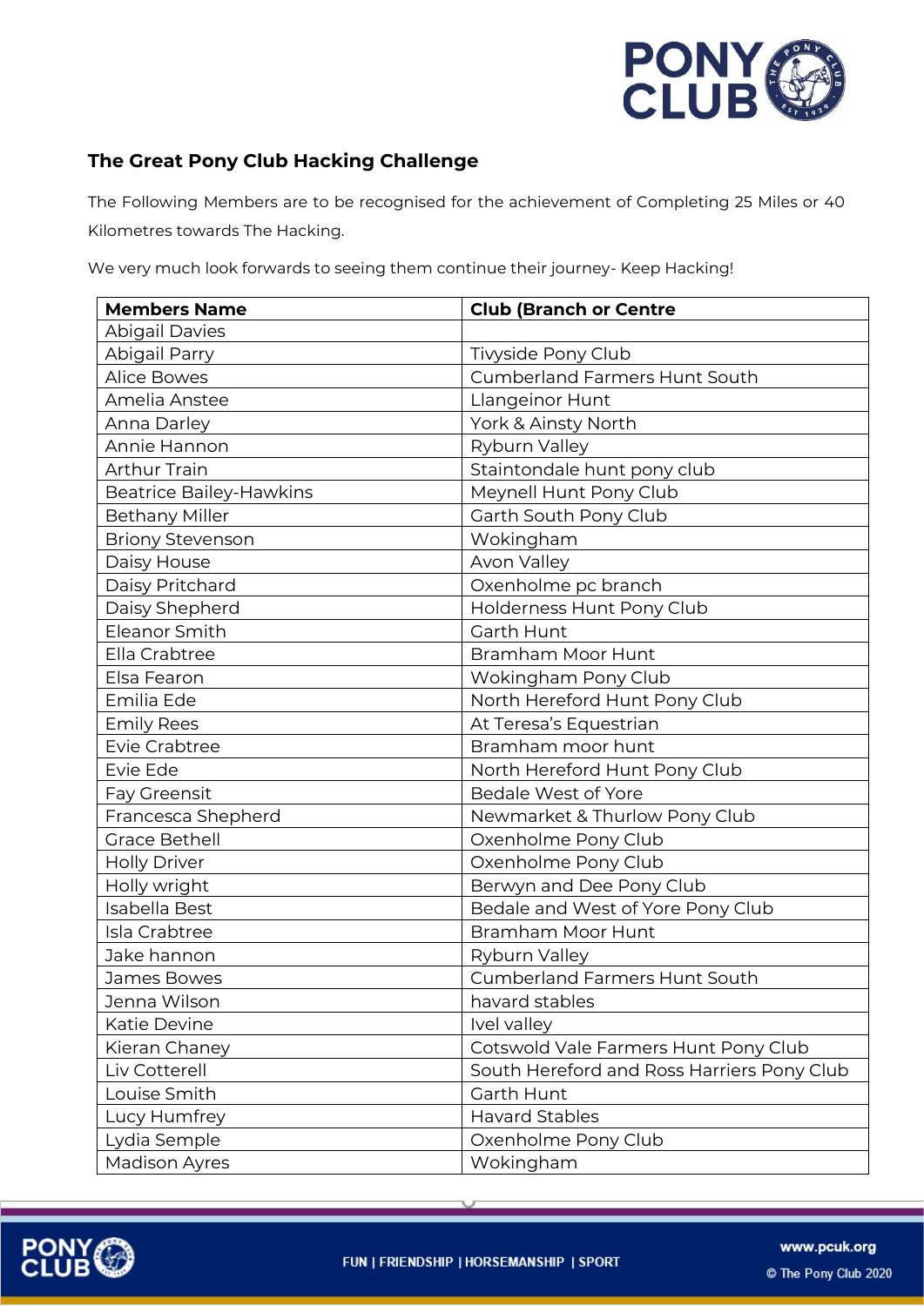## The Great Pony Club Hacking Challenge

The Following Members are to be recognised for the achievement of Completing 25 Miles or 40 Kilometres towards The Hacking.

We very much look forwards to seeing them continue their journey- Keep Hacking!

| Members Name | Club (Branch or Centre |
|---|---|
| Abigail Davies | |
| Abigail Parry | Tivyside Pony Club |
| Alice Bowes | Cumberland Farmers Hunt South |
| Amelia Anstee | Llangeinor Hunt |
| Anna Darley | York & Ainsty North |
| Annie Hannon | Ryburn Valley |
| Arthur Train | Staintondale hunt pony club |
| Beatrice Bailey-Hawkins | Meynell Hunt Pony Club |
| Bethany Miller | Garth South Pony Club |
| Briony Stevenson | Wokingham |
| Daisy House | Avon Valley |
| Daisy Pritchard | Oxenholme pc branch |
| Daisy Shepherd | Holderness Hunt Pony Club |
| Eleanor Smith | Garth Hunt |
| Ella Crabtree | Bramham Moor Hunt |
| Elsa Fearon | Wokingham Pony Club |
| Emilia Ede | North Hereford Hunt Pony Club |
| Emily Rees | At Teresa's Equestrian |
| Evie Crabtree | Bramham moor hunt |
| Evie Ede | North Hereford Hunt Pony Club |
| Fay Greensit | Bedale West of Yore |
| Francesca Shepherd | Newmarket & Thurlow Pony Club |
| Grace Bethell | Oxenholme Pony Club |
| Holly Driver | Oxenholme Pony Club |
| Holly wright | Berwyn and Dee Pony Club |
| Isabella Best | Bedale and West of Yore Pony Club |
| Isla Crabtree | Bramham Moor Hunt |
| Jake hannon | Ryburn Valley |
| James Bowes | Cumberland Farmers Hunt South |
| Jenna Wilson | havard stables |
| Katie Devine | Ivel valley |
| Kieran Chaney | Cotswold Vale Farmers Hunt Pony Club |
| Liv Cotterell | South Hereford and Ross Harriers Pony Club |
| Louise Smith | Garth Hunt |
| Lucy Humfrey | Havard Stables |
| Lydia Semple | Oxenholme Pony Club |
| Madison Ayres | Wokingham |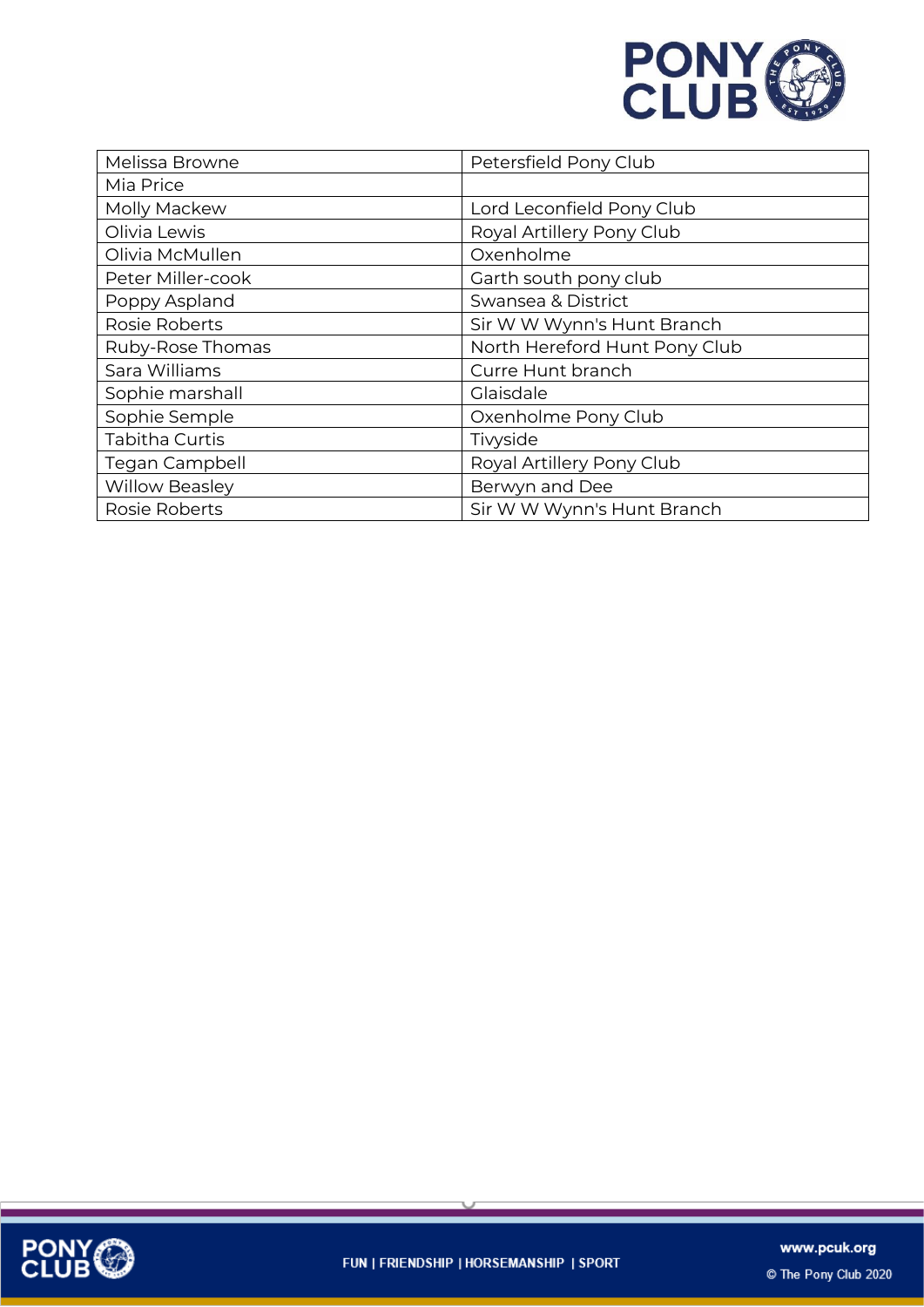| | |
|---|---|
| Melissa Browne | Petersfield Pony Club |
| Mia Price | |
| Molly Mackew | Lord Leconfield Pony Club |
| Olivia Lewis | Royal Artillery Pony Club |
| Olivia McMullen | Oxenholme |
| Peter Miller-cook | Garth south pony club |
| Poppy Aspland | Swansea & District |
| Rosie Roberts | Sir W W Wynn's Hunt Branch |
| Ruby-Rose Thomas | North Hereford Hunt Pony Club |
| Sara Williams | Curre Hunt branch |
| Sophie marshall | Glaisdale |
| Sophie Semple | Oxenholme Pony Club |
| Tabitha Curtis | Tivyside |
| Tegan Campbell | Royal Artillery Pony Club |
| Willow Beasley | Berwyn and Dee |
| Rosie Roberts | Sir W W Wynn's Hunt Branch |